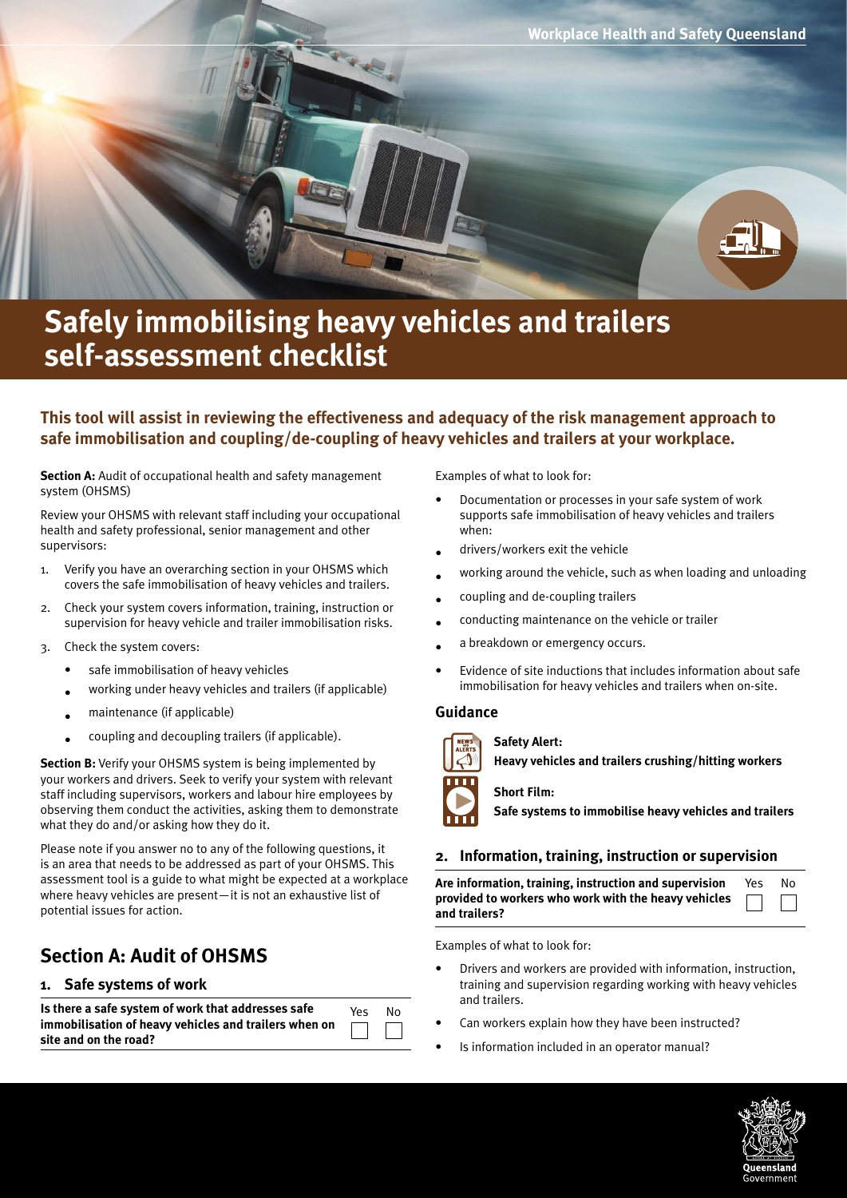Workplace Health and Safety Queensland

# Safely immobilising heavy vehicles and trailers self-assessment checklist

**This tool will assist in reviewing the effectiveness and adequacy of the risk management approach to safe immobilisation and coupling/de-coupling of heavy vehicles and trailers at your workplace.**

**Section A:** Audit of occupational health and safety management system (OHSMS)

Review your OHSMS with relevant staff including your occupational health and safety professional, senior management and other supervisors:

1. Verify you have an overarching section in your OHSMS which covers the safe immobilisation of heavy vehicles and trailers.
2. Check your system covers information, training, instruction or supervision for heavy vehicle and trailer immobilisation risks.
3. Check the system covers:
   - safe immobilisation of heavy vehicles
   - working under heavy vehicles and trailers (if applicable)
   - maintenance (if applicable)
   - coupling and decoupling trailers (if applicable).

**Section B:** Verify your OHSMS system is being implemented by your workers and drivers. Seek to verify your system with relevant staff including supervisors, workers and labour hire employees by observing them conduct the activities, asking them to demonstrate what they do and/or asking how they do it.

Please note if you answer no to any of the following questions, it is an area that needs to be addressed as part of your OHSMS. This assessment tool is a guide to what might be expected at a workplace where heavy vehicles are present—it is not an exhaustive list of potential issues for action.

## Section A: Audit of OHSMS

### 1. Safe systems of work

| Is there a safe system of work that addresses safe immobilisation of heavy vehicles and trailers when on site and on the road? | Yes | No |
|---|---|---|
| | ☐ | ☐ |

Examples of what to look for:

- Documentation or processes in your safe system of work supports safe immobilisation of heavy vehicles and trailers when:
- drivers/workers exit the vehicle
- working around the vehicle, such as when loading and unloading
- coupling and de-coupling trailers
- conducting maintenance on the vehicle or trailer
- a breakdown or emergency occurs.
- Evidence of site inductions that includes information about safe immobilisation for heavy vehicles and trailers when on-site.

### Guidance

**Safety Alert:**
**Heavy vehicles and trailers crushing/hitting workers**

**Short Film:**
**Safe systems to immobilise heavy vehicles and trailers**

### 2. Information, training, instruction or supervision

| Are information, training, instruction and supervision provided to workers who work with the heavy vehicles and trailers? | Yes | No |
|---|---|---|
| | ☐ | ☐ |

Examples of what to look for:

- Drivers and workers are provided with information, instruction, training and supervision regarding working with heavy vehicles and trailers.
- Can workers explain how they have been instructed?
- Is information included in an operator manual?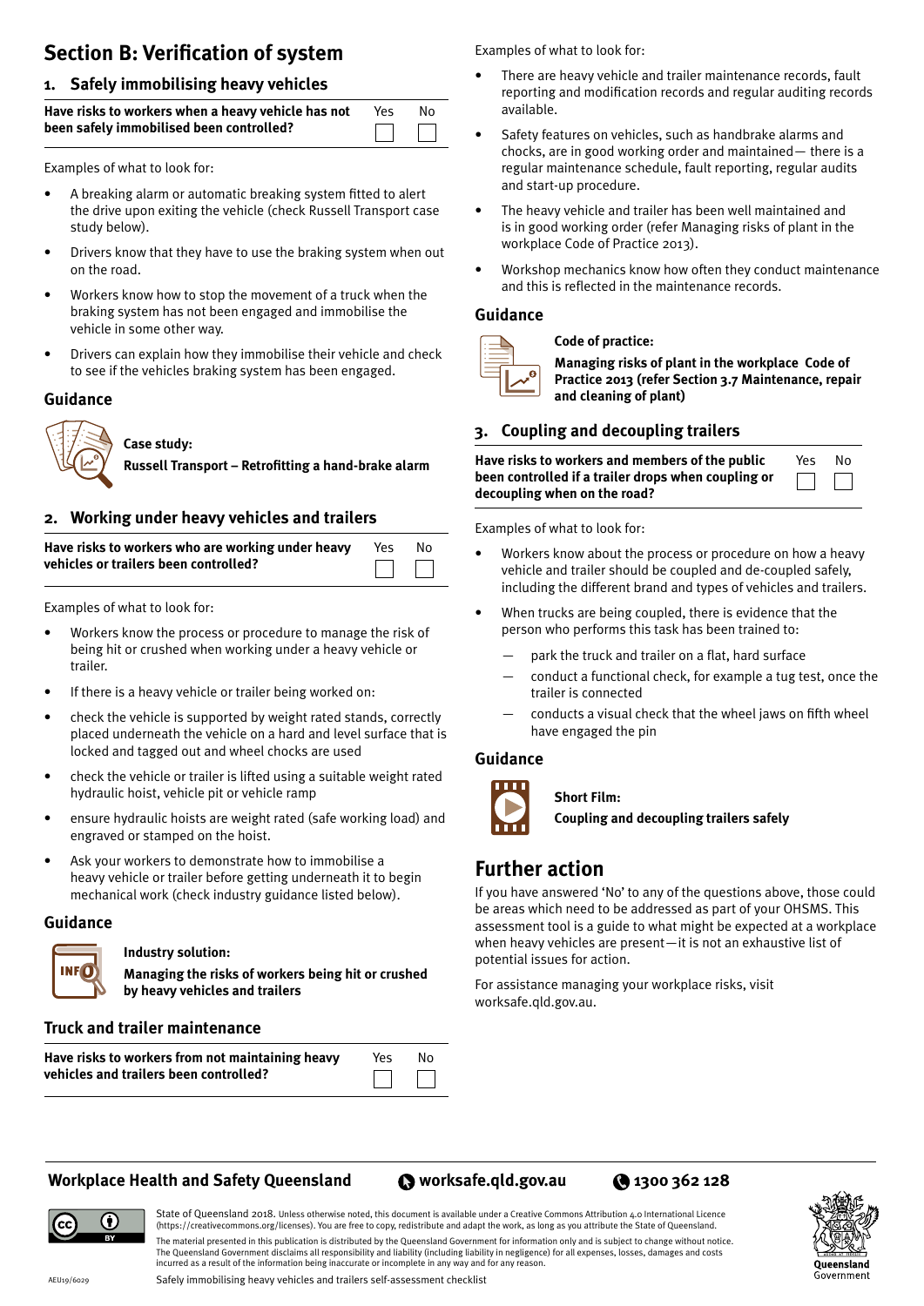## Section B: Verification of system

### 1. Safely immobilising heavy vehicles

| Have risks to workers when a heavy vehicle has not been safely immobilised been controlled? | Yes | No |
|---|---|---|
| | ☐ | ☐ |

Examples of what to look for:

- A breaking alarm or automatic breaking system fitted to alert the drive upon exiting the vehicle (check Russell Transport case study below).
- Drivers know that they have to use the braking system when out on the road.
- Workers know how to stop the movement of a truck when the braking system has not been engaged and immobilise the vehicle in some other way.
- Drivers can explain how they immobilise their vehicle and check to see if the vehicles braking system has been engaged.

### Guidance

**Case study:**

**Russell Transport – Retrofitting a hand-brake alarm**

### 2. Working under heavy vehicles and trailers

| Have risks to workers who are working under heavy vehicles or trailers been controlled? | Yes | No |
|---|---|---|
| | ☐ | ☐ |

Examples of what to look for:

- Workers know the process or procedure to manage the risk of being hit or crushed when working under a heavy vehicle or trailer.
- If there is a heavy vehicle or trailer being worked on:
- check the vehicle is supported by weight rated stands, correctly placed underneath the vehicle on a hard and level surface that is locked and tagged out and wheel chocks are used
- check the vehicle or trailer is lifted using a suitable weight rated hydraulic hoist, vehicle pit or vehicle ramp
- ensure hydraulic hoists are weight rated (safe working load) and engraved or stamped on the hoist.
- Ask your workers to demonstrate how to immobilise a heavy vehicle or trailer before getting underneath it to begin mechanical work (check industry guidance listed below).

### Guidance

**Industry solution:**

**Managing the risks of workers being hit or crushed by heavy vehicles and trailers**

### Truck and trailer maintenance

| Have risks to workers from not maintaining heavy vehicles and trailers been controlled? | Yes | No |
|---|---|---|
| | ☐ | ☐ |

Examples of what to look for:

- There are heavy vehicle and trailer maintenance records, fault reporting and modification records and regular auditing records available.
- Safety features on vehicles, such as handbrake alarms and chocks, are in good working order and maintained— there is a regular maintenance schedule, fault reporting, regular audits and start-up procedure.
- The heavy vehicle and trailer has been well maintained and is in good working order (refer Managing risks of plant in the workplace Code of Practice 2013).
- Workshop mechanics know how often they conduct maintenance and this is reflected in the maintenance records.

### Guidance

**Code of practice:**

**Managing risks of plant in the workplace Code of Practice 2013 (refer Section 3.7 Maintenance, repair and cleaning of plant)**

### 3. Coupling and decoupling trailers

| Have risks to workers and members of the public been controlled if a trailer drops when coupling or decoupling when on the road? | Yes | No |
|---|---|---|
| | ☐ | ☐ |

Examples of what to look for:

- Workers know about the process or procedure on how a heavy vehicle and trailer should be coupled and de-coupled safely, including the different brand and types of vehicles and trailers.
- When trucks are being coupled, there is evidence that the person who performs this task has been trained to:
  - park the truck and trailer on a flat, hard surface
  - conduct a functional check, for example a tug test, once the trailer is connected
  - conducts a visual check that the wheel jaws on fifth wheel have engaged the pin

### Guidance

**Short Film:**

**Coupling and decoupling trailers safely**

## Further action

If you have answered 'No' to any of the questions above, those could be areas which need to be addressed as part of your OHSMS. This assessment tool is a guide to what might be expected at a workplace when heavy vehicles are present—it is not an exhaustive list of potential issues for action.

For assistance managing your workplace risks, visit worksafe.qld.gov.au.

**Workplace Health and Safety Queensland** **worksafe.qld.gov.au** **1300 362 128**

State of Queensland 2018. Unless otherwise noted, this document is available under a Creative Commons Attribution 4.0 International Licence (https://creativecommons.org/licenses). You are free to copy, redistribute and adapt the work, as long as you attribute the State of Queensland.

The material presented in this publication is distributed by the Queensland Government for information only and is subject to change without notice. The Queensland Government disclaims all responsibility and liability (including liability in negligence) for all expenses, losses, damages and costs incurred as a result of the information being inaccurate or incomplete in any way and for any reason.

AEU19/6029

Safely immobilising heavy vehicles and trailers self-assessment checklist